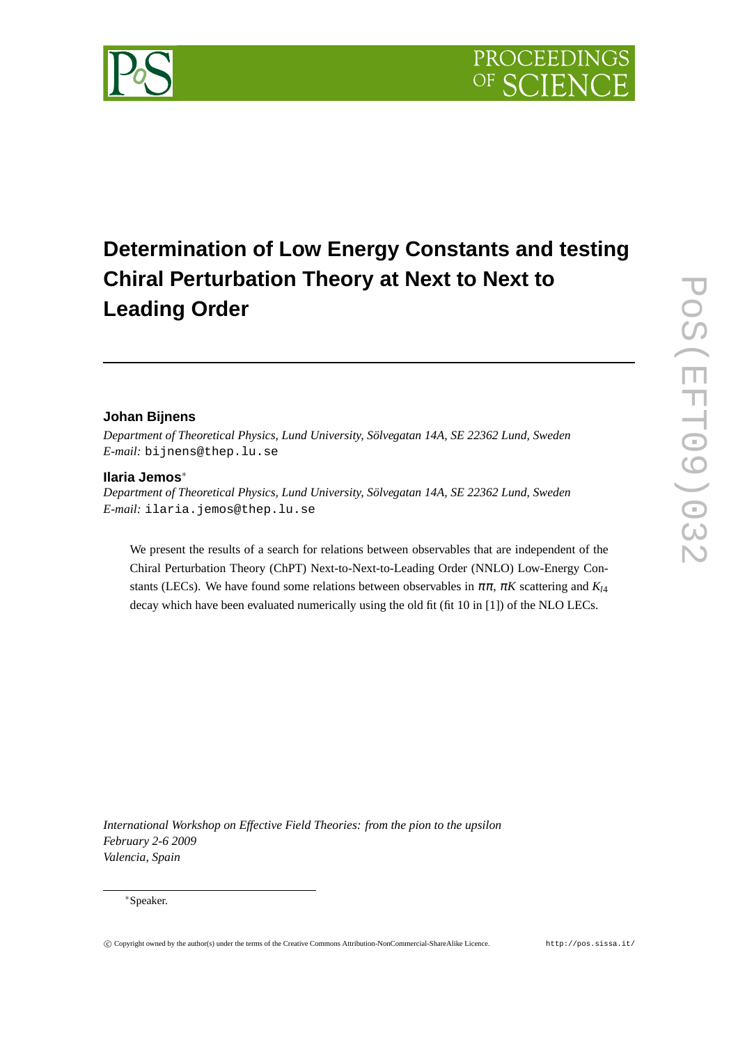# Determination of Low Energy Constants and testing Chiral Perturbation Theory at Next to Next to Leading Order

**Johan Bijnens**

*Department of Theoretical Physics, Lund University, Sölvegatan 14A, SE 22362 Lund, Sweden*
*E-mail:* bijnens@thep.lu.se

**Ilaria Jemos***

*Department of Theoretical Physics, Lund University, Sölvegatan 14A, SE 22362 Lund, Sweden*
*E-mail:* ilaria.jemos@thep.lu.se

We present the results of a search for relations between observables that are independent of the Chiral Perturbation Theory (ChPT) Next-to-Next-to-Leading Order (NNLO) Low-Energy Constants (LECs). We have found some relations between observables in $\pi\pi$, $\pi K$ scattering and $K_{l4}$ decay which have been evaluated numerically using the old fit (fit 10 in [1]) of the NLO LECs.

*International Workshop on Effective Field Theories: from the pion to the upsilon*
*February 2-6 2009*
*Valencia, Spain*

*Speaker.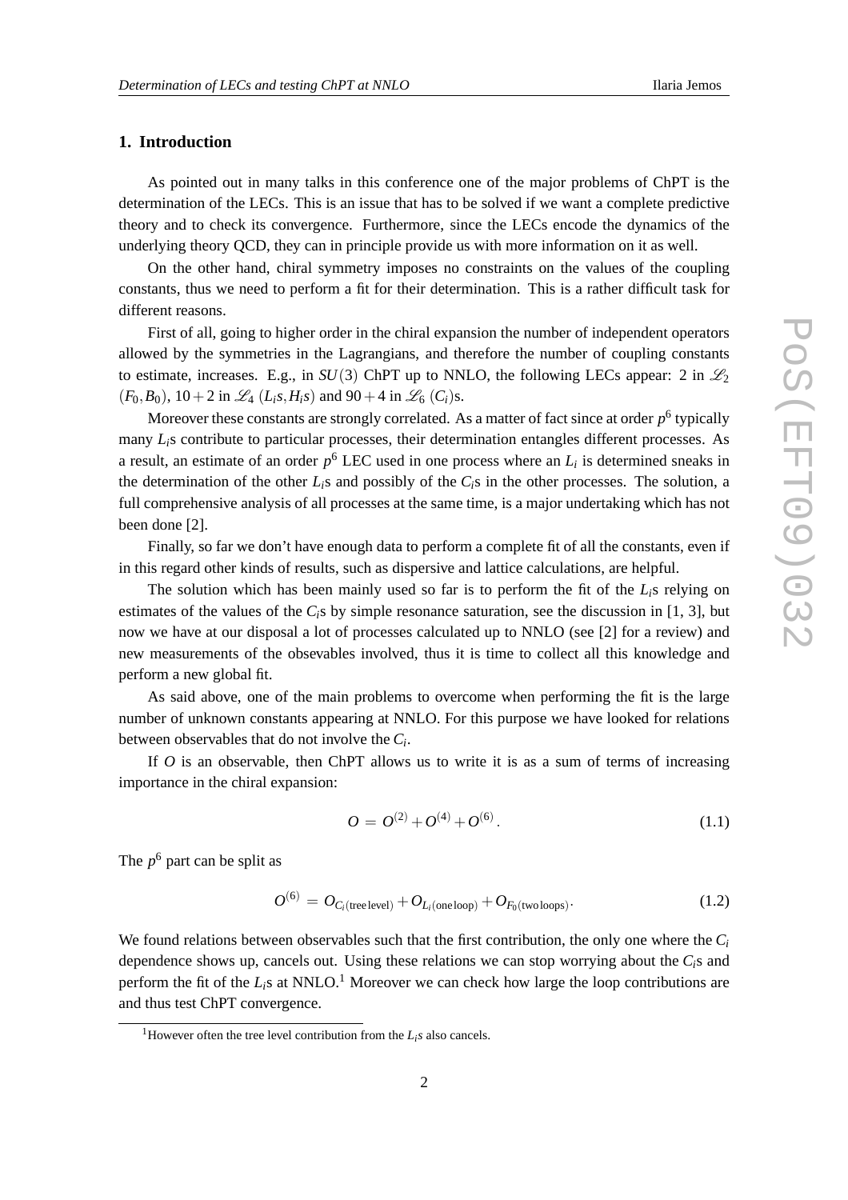## 1. Introduction

As pointed out in many talks in this conference one of the major problems of ChPT is the determination of the LECs. This is an issue that has to be solved if we want a complete predictive theory and to check its convergence. Furthermore, since the LECs encode the dynamics of the underlying theory QCD, they can in principle provide us with more information on it as well.

On the other hand, chiral symmetry imposes no constraints on the values of the coupling constants, thus we need to perform a fit for their determination. This is a rather difficult task for different reasons.

First of all, going to higher order in the chiral expansion the number of independent operators allowed by the symmetries in the Lagrangians, and therefore the number of coupling constants to estimate, increases. E.g., in $SU(3)$ ChPT up to NNLO, the following LECs appear: 2 in $\mathscr{L}_2$ $(F_0, B_0)$, $10+2$ in $\mathscr{L}_4$ ($L_i$s$, H_i$s) and $90+4$ in $\mathscr{L}_6$ ($C_i$)s.

Moreover these constants are strongly correlated. As a matter of fact since at order $p^6$ typically many $L_i$s contribute to particular processes, their determination entangles different processes. As a result, an estimate of an order $p^6$ LEC used in one process where an $L_i$ is determined sneaks in the determination of the other $L_i$s and possibly of the $C_i$s in the other processes. The solution, a full comprehensive analysis of all processes at the same time, is a major undertaking which has not been done [2].

Finally, so far we don't have enough data to perform a complete fit of all the constants, even if in this regard other kinds of results, such as dispersive and lattice calculations, are helpful.

The solution which has been mainly used so far is to perform the fit of the $L_i$s relying on estimates of the values of the $C_i$s by simple resonance saturation, see the discussion in [1, 3], but now we have at our disposal a lot of processes calculated up to NNLO (see [2] for a review) and new measurements of the obsevables involved, thus it is time to collect all this knowledge and perform a new global fit.

As said above, one of the main problems to overcome when performing the fit is the large number of unknown constants appearing at NNLO. For this purpose we have looked for relations between observables that do not involve the $C_i$.

If $O$ is an observable, then ChPT allows us to write it is as a sum of terms of increasing importance in the chiral expansion:

$$O = O^{(2)} + O^{(4)} + O^{(6)}. \tag{1.1}$$

The $p^6$ part can be split as

$$O^{(6)} = O_{C_i(\text{tree level})} + O_{L_i(\text{one loop})} + O_{F_0(\text{two loops})}. \tag{1.2}$$

We found relations between observables such that the first contribution, the only one where the $C_i$ dependence shows up, cancels out. Using these relations we can stop worrying about the $C_i$s and perform the fit of the $L_i$s at NNLO.[1] Moreover we can check how large the loop contributions are and thus test ChPT convergence.

[1] However often the tree level contribution from the $L_i$s also cancels.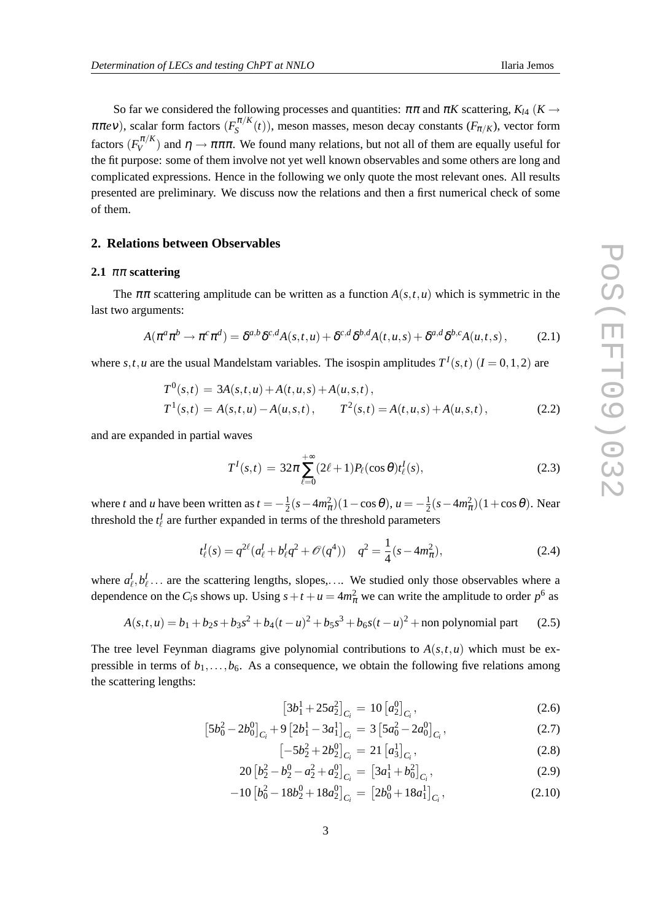So far we considered the following processes and quantities: $\pi\pi$ and $\pi K$ scattering, $K_{l4}$ ($K \to \pi\pi e\nu$), scalar form factors ($F_S^{\pi/K}(t)$), meson masses, meson decay constants ($F_{\pi/K}$), vector form factors ($F_V^{\pi/K}$) and $\eta \to \pi\pi\pi$. We found many relations, but not all of them are equally useful for the fit purpose: some of them involve not yet well known observables and some others are long and complicated expressions. Hence in the following we only quote the most relevant ones. All results presented are preliminary. We discuss now the relations and then a first numerical check of some of them.

## 2. Relations between Observables

### 2.1 $\pi\pi$ scattering

The $\pi\pi$ scattering amplitude can be written as a function $A(s,t,u)$ which is symmetric in the last two arguments:

$$A(\pi^a\pi^b \to \pi^c\pi^d) = \delta^{a,b}\delta^{c,d}A(s,t,u) + \delta^{c,d}\delta^{b,d}A(t,u,s) + \delta^{a,d}\delta^{b,c}A(u,t,s)\,, \tag{2.1}$$

where $s,t,u$ are the usual Mandelstam variables. The isospin amplitudes $T^I(s,t)$ ($I = 0,1,2$) are

$$\begin{aligned} T^0(s,t) &= 3A(s,t,u) + A(t,u,s) + A(u,s,t)\,, \\ T^1(s,t) &= A(s,t,u) - A(u,s,t)\,, \qquad T^2(s,t) = A(t,u,s) + A(u,s,t)\,, \end{aligned} \tag{2.2}$$

and are expanded in partial waves

$$T^I(s,t) = 32\pi \sum_{\ell=0}^{+\infty} (2\ell+1) P_\ell(\cos\theta) t_\ell^I(s), \tag{2.3}$$

where $t$ and $u$ have been written as $t = -\frac{1}{2}(s - 4m_\pi^2)(1-\cos\theta)$, $u = -\frac{1}{2}(s-4m_\pi^2)(1+\cos\theta)$. Near threshold the $t_\ell^I$ are further expanded in terms of the threshold parameters

$$t_\ell^I(s) = q^{2\ell}(a_\ell^I + b_\ell^I q^2 + \mathscr{O}(q^4)) \quad q^2 = \frac{1}{4}(s - 4m_\pi^2), \tag{2.4}$$

where $a_\ell^I, b_\ell^I \ldots$ are the scattering lengths, slopes,.... We studied only those observables where a dependence on the $C_i$s shows up. Using $s+t+u = 4m_\pi^2$ we can write the amplitude to order $p^6$ as

$$A(s,t,u) = b_1 + b_2 s + b_3 s^2 + b_4(t-u)^2 + b_5 s^3 + b_6 s(t-u)^2 + \text{non polynomial part} \tag{2.5}$$

The tree level Feynman diagrams give polynomial contributions to $A(s,t,u)$ which must be expressible in terms of $b_1,\ldots,b_6$. As a consequence, we obtain the following five relations among the scattering lengths:

$$\left[3b_1^1 + 25a_2^2\right]_{C_i} = 10\left[a_2^0\right]_{C_i}, \tag{2.6}$$

$$\left[5b_0^2 - 2b_0^0\right]_{C_i} + 9\left[2b_1^1 - 3a_1^1\right]_{C_i} = 3\left[5a_0^2 - 2a_0^0\right]_{C_i}, \tag{2.7}$$

$$\left[-5b_2^2 + 2b_2^0\right]_{C_i} = 21\left[a_3^1\right]_{C_i}, \tag{2.8}$$

$$20\left[b_2^2 - b_2^0 - a_2^2 + a_2^0\right]_{C_i} = \left[3a_1^1 + b_0^2\right]_{C_i}, \tag{2.9}$$

$$-10\left[b_0^2 - 18b_2^0 + 18a_2^0\right]_{C_i} = \left[2b_0^0 + 18a_1^1\right]_{C_i}, \tag{2.10}$$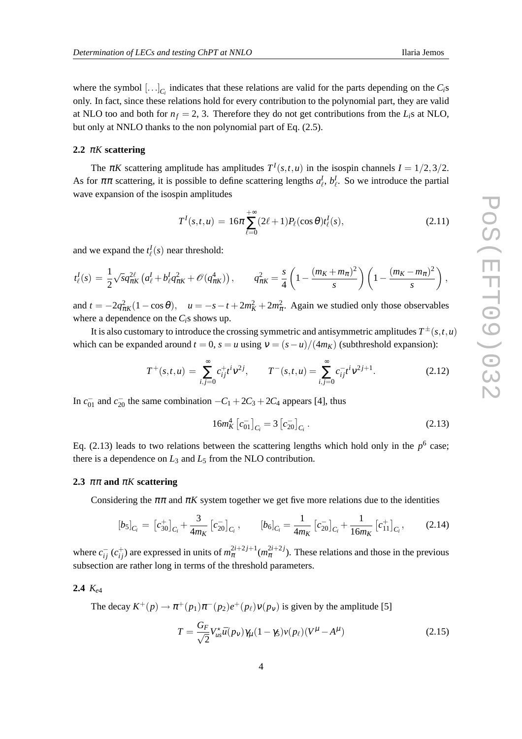where the symbol $[\ldots]_{C_i}$ indicates that these relations are valid for the parts depending on the $C_i$s only. In fact, since these relations hold for every contribution to the polynomial part, they are valid at NLO too and both for $n_f = 2, 3$. Therefore they do not get contributions from the $L_i$s at NLO, but only at NNLO thanks to the non polynomial part of Eq. (2.5).

### 2.2 $\pi K$ scattering

The $\pi K$ scattering amplitude has amplitudes $T^I(s,t,u)$ in the isospin channels $I = 1/2, 3/2$. As for $\pi\pi$ scattering, it is possible to define scattering lengths $a^I_\ell$, $b^I_\ell$. So we introduce the partial wave expansion of the isospin amplitudes

$$T^I(s,t,u) \,=\, 16\pi \sum_{\ell=0}^{+\infty} (2\ell+1) P_\ell(\cos\theta) t^I_\ell(s), \tag{2.11}$$

and we expand the $t^I_\ell(s)$ near threshold:

$$t^I_\ell(s) \,=\, \frac{1}{2}\sqrt{s} q^{2\ell}_{\pi K} \left( a^I_\ell + b^I_\ell q^2_{\pi K} + \mathscr{O}(q^4_{\pi K}) \right), \qquad q^2_{\pi K} = \frac{s}{4}\left(1 - \frac{(m_K+m_\pi)^2}{s}\right)\left(1 - \frac{(m_K-m_\pi)^2}{s}\right),$$

and $t = -2q^2_{\pi K}(1-\cos\theta)$, $\quad u = -s - t + 2m_K^2 + 2m_\pi^2$. Again we studied only those observables where a dependence on the $C_i$s shows up.

It is also customary to introduce the crossing symmetric and antisymmetric amplitudes $T^{\pm}(s,t,u)$ which can be expanded around $t = 0$, $s = u$ using $\nu = (s-u)/(4m_K)$ (subthreshold expansion):

$$T^+(s,t,u) \,=\, \sum_{i,j=0}^{\infty} c^+_{ij} t^i \nu^{2j}, \qquad T^-(s,t,u) = \sum_{i,j=0}^{\infty} c^-_{ij} t^i \nu^{2j+1}. \tag{2.12}$$

In $c^-_{01}$ and $c^-_{20}$ the same combination $-C_1 + 2C_3 + 2C_4$ appears [4], thus

$$16 m_K^4 \left[c^-_{01}\right]_{C_i} = 3\left[c^-_{20}\right]_{C_i}. \tag{2.13}$$

Eq. (2.13) leads to two relations between the scattering lengths which hold only in the $p^6$ case; there is a dependence on $L_3$ and $L_5$ from the NLO contribution.

### 2.3 $\pi\pi$ and $\pi K$ scattering

Considering the $\pi\pi$ and $\pi K$ system together we get five more relations due to the identities

$$[b_5]_{C_i} \,=\, \left[c^+_{30}\right]_{C_i} + \frac{3}{4m_K}\left[c^-_{20}\right]_{C_i}, \qquad [b_6]_{C_i} = \frac{1}{4m_K}\left[c^-_{20}\right]_{C_i} + \frac{1}{16m_K}\left[c^+_{11}\right]_{C_i}, \tag{2.14}$$

where $c^-_{ij}$ ($c^+_{ij}$) are expressed in units of $m_\pi^{2i+2j+1}$($m_\pi^{2i+2j}$). These relations and those in the previous subsection are rather long in terms of the threshold parameters.

### 2.4 $K_{e4}$

The decay $K^+(p) \to \pi^+(p_1)\pi^-(p_2)e^+(p_\ell)\nu(p_\nu)$ is given by the amplitude [5]

$$T = \frac{G_F}{\sqrt{2}} V^\star_{us} \bar{u}(p_\nu)\gamma_\mu(1-\gamma_5)v(p_\ell)(V^\mu - A^\mu) \tag{2.15}$$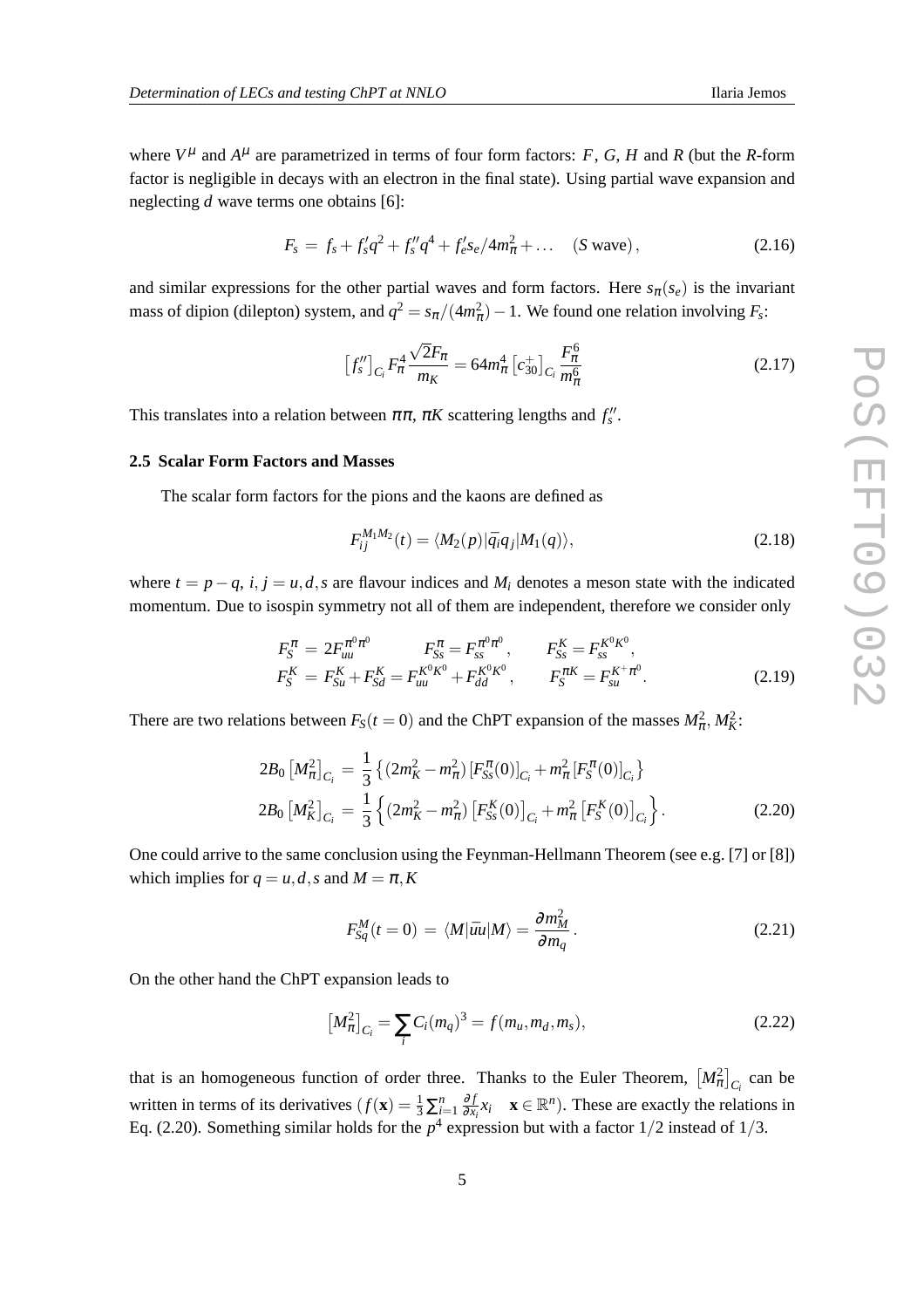where $V^\mu$ and $A^\mu$ are parametrized in terms of four form factors: $F$, $G$, $H$ and $R$ (but the $R$-form factor is negligible in decays with an electron in the final state). Using partial wave expansion and neglecting $d$ wave terms one obtains [6]:

$$F_s \,=\, f_s + f_s' q^2 + f_s'' q^4 + f_e' s_e/4m_\pi^2 + \ldots \quad (S \text{ wave})\,, \tag{2.16}$$

and similar expressions for the other partial waves and form factors. Here $s_\pi(s_e)$ is the invariant mass of dipion (dilepton) system, and $q^2 = s_\pi/(4m_\pi^2) - 1$. We found one relation involving $F_s$:

$$\left[f_s''\right]_{C_i} F_\pi^4 \frac{\sqrt{2}F_\pi}{m_K} = 64 m_\pi^4 \left[c_{30}^+\right]_{C_i} \frac{F_\pi^6}{m_\pi^6} \tag{2.17}$$

This translates into a relation between $\pi\pi$, $\pi K$ scattering lengths and $f_s''$.

### 2.5 Scalar Form Factors and Masses

The scalar form factors for the pions and the kaons are defined as

$$F_{ij}^{M_1 M_2}(t) = \langle M_2(p)|\bar{q}_i q_j|M_1(q)\rangle, \tag{2.18}$$

where $t = p - q$, $i, j = u, d, s$ are flavour indices and $M_i$ denotes a meson state with the indicated momentum. Due to isospin symmetry not all of them are independent, therefore we consider only

$$\begin{aligned}
F_S^\pi &= 2F_{uu}^{\pi^0\pi^0} \qquad F_{Ss}^\pi = F_{ss}^{\pi^0\pi^0}, \qquad F_{Ss}^K = F_{ss}^{K^0K^0}, \\
F_S^K &= F_{Su}^K + F_{Sd}^K = F_{uu}^{K^0K^0} + F_{dd}^{K^0K^0}, \qquad F_S^{\pi K} = F_{su}^{K^+\pi^0}.
\end{aligned} \tag{2.19}$$

There are two relations between $F_S(t=0)$ and the ChPT expansion of the masses $M_\pi^2, M_K^2$:

$$\begin{aligned}
2B_0\left[M_\pi^2\right]_{C_i} &= \frac{1}{3}\left\{(2m_K^2 - m_\pi^2)\left[F_{Ss}^\pi(0)\right]_{C_i} + m_\pi^2\left[F_S^\pi(0)\right]_{C_i}\right\} \\
2B_0\left[M_K^2\right]_{C_i} &= \frac{1}{3}\left\{(2m_K^2 - m_\pi^2)\left[F_{Ss}^K(0)\right]_{C_i} + m_\pi^2\left[F_S^K(0)\right]_{C_i}\right\}.
\end{aligned} \tag{2.20}$$

One could arrive to the same conclusion using the Feynman-Hellmann Theorem (see e.g. [7] or [8]) which implies for $q = u, d, s$ and $M = \pi, K$

$$F_{Sq}^M(t=0) \,=\, \langle M|\bar{u}u|M\rangle = \frac{\partial m_M^2}{\partial m_q}\,. \tag{2.21}$$

On the other hand the ChPT expansion leads to

$$\left[M_\pi^2\right]_{C_i} = \sum_i C_i (m_q)^3 = f(m_u, m_d, m_s), \tag{2.22}$$

that is an homogeneous function of order three. Thanks to the Euler Theorem, $\left[M_\pi^2\right]_{C_i}$ can be written in terms of its derivatives ($f(\mathbf{x}) = \frac{1}{3}\sum_{i=1}^n \frac{\partial f}{\partial x_i} x_i \quad \mathbf{x} \in \mathbb{R}^n$). These are exactly the relations in Eq. (2.20). Something similar holds for the $p^4$ expression but with a factor $1/2$ instead of $1/3$.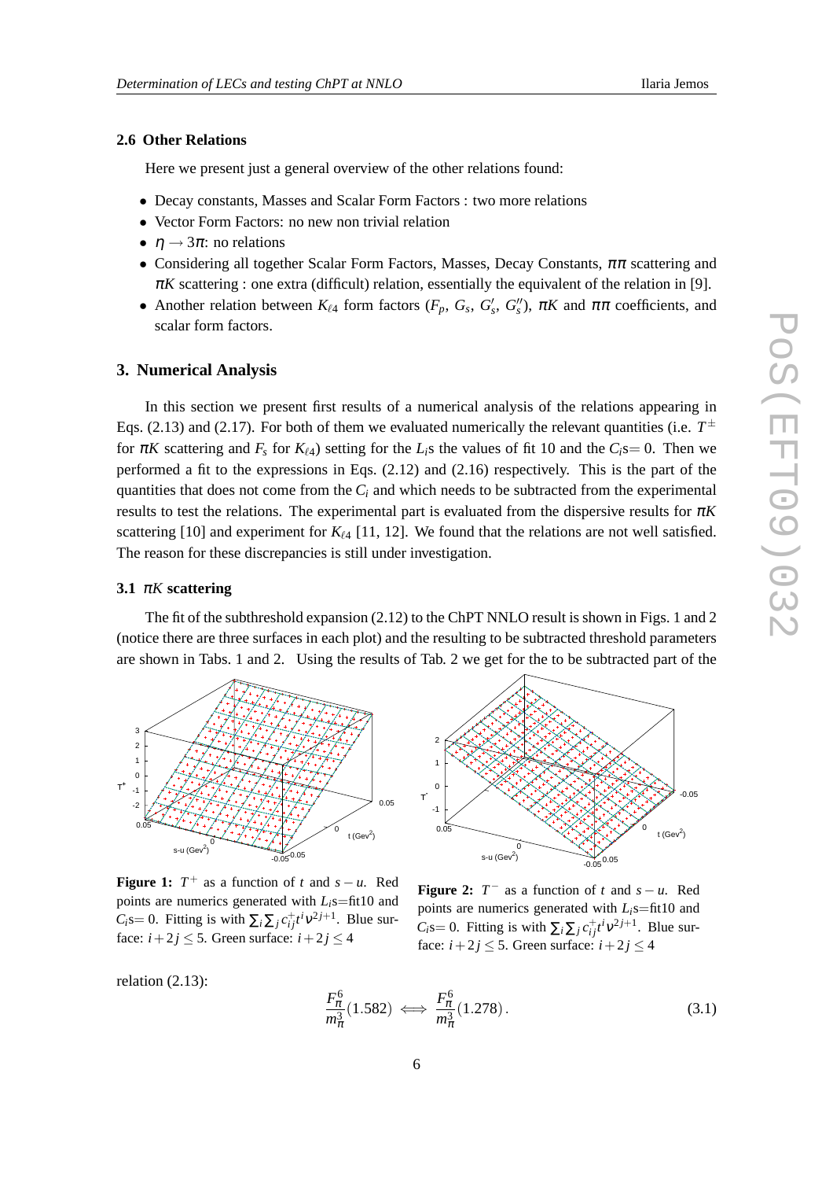### 2.6 Other Relations

Here we present just a general overview of the other relations found:

- Decay constants, Masses and Scalar Form Factors : two more relations
- Vector Form Factors: no new non trivial relation
- $\eta \to 3\pi$: no relations
- Considering all together Scalar Form Factors, Masses, Decay Constants, $\pi\pi$ scattering and $\pi K$ scattering : one extra (difficult) relation, essentially the equivalent of the relation in [9].
- Another relation between $K_{\ell 4}$ form factors ($F_p$, $G_s$, $G'_s$, $G''_s$), $\pi K$ and $\pi\pi$ coefficients, and scalar form factors.

## 3. Numerical Analysis

In this section we present first results of a numerical analysis of the relations appearing in Eqs. (2.13) and (2.17). For both of them we evaluated numerically the relevant quantities (i.e. $T^\pm$ for $\pi K$ scattering and $F_s$ for $K_{\ell 4}$) setting for the $L_i$s the values of fit 10 and the $C_i$s$=0$. Then we performed a fit to the expressions in Eqs. (2.12) and (2.16) respectively. This is the part of the quantities that does not come from the $C_i$ and which needs to be subtracted from the experimental results to test the relations. The experimental part is evaluated from the dispersive results for $\pi K$ scattering [10] and experiment for $K_{\ell 4}$ [11, 12]. We found that the relations are not well satisfied. The reason for these discrepancies is still under investigation.

### 3.1 $\pi K$ scattering

The fit of the subthreshold expansion (2.12) to the ChPT NNLO result is shown in Figs. 1 and 2 (notice there are three surfaces in each plot) and the resulting to be subtracted threshold parameters are shown in Tabs. 1 and 2. Using the results of Tab. 2 we get for the to be subtracted part of the

**Figure 1:** $T^+$ as a function of $t$ and $s-u$. Red points are numerics generated with $L_i$s=fit10 and $C_i$s$=0$. Fitting is with $\sum_i \sum_j c^+_{ij} t^i \nu^{2j+1}$. Blue surface: $i+2j \le 5$. Green surface: $i+2j \le 4$

**Figure 2:** $T^-$ as a function of $t$ and $s-u$. Red points are numerics generated with $L_i$s=fit10 and $C_i$s$=0$. Fitting is with $\sum_i \sum_j c^+_{ij} t^i \nu^{2j+1}$. Blue surface: $i+2j \le 5$. Green surface: $i+2j \le 4$

relation (2.13):

$$\frac{F_\pi^6}{m_\pi^3}(1.582) \iff \frac{F_\pi^6}{m_\pi^3}(1.278)\,. \tag{3.1}$$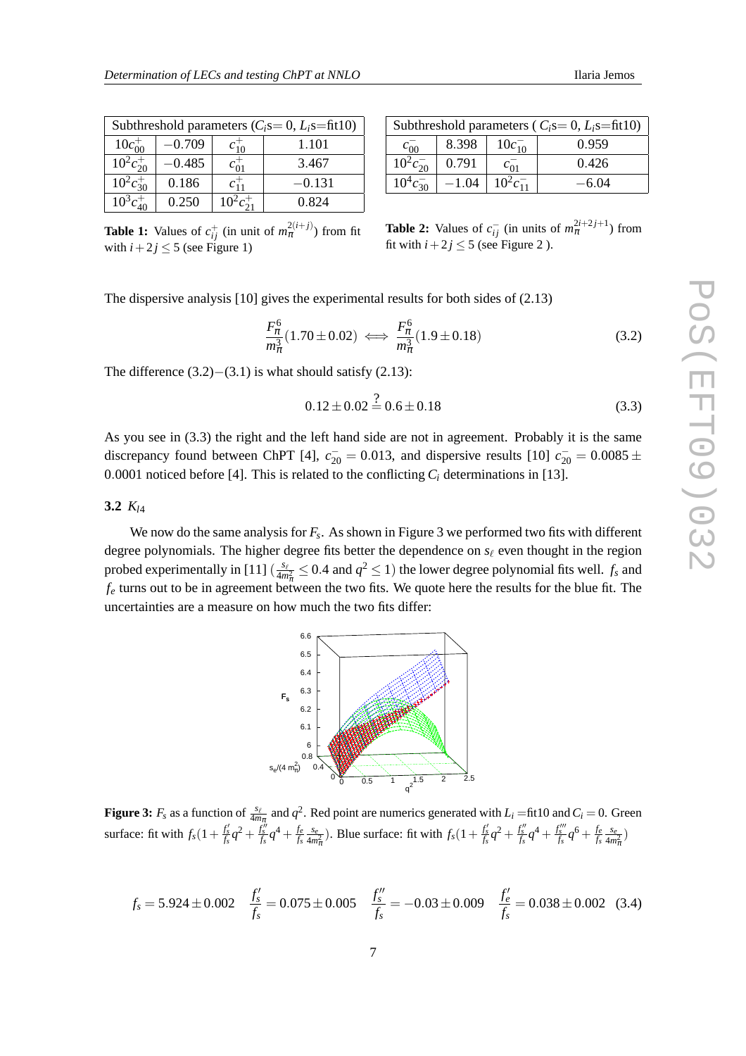| Subthreshold parameters ($C_i$s= 0, $L_i$s=fit10) | | | |
|---|---|---|---|
| $10c^+_{00}$ | $-0.709$ | $c^+_{10}$ | 1.101 |
| $10^2c^+_{20}$ | $-0.485$ | $c^+_{01}$ | 3.467 |
| $10^2c^+_{30}$ | 0.186 | $c^+_{11}$ | $-0.131$ |
| $10^3c^+_{40}$ | 0.250 | $10^2c^+_{21}$ | 0.824 |

**Table 1:** Values of $c^+_{ij}$ (in unit of $m_\pi^{2(i+j)}$) from fit with $i+2j \le 5$ (see Figure 1)

| Subthreshold parameters ( $C_i$s= 0, $L_i$s=fit10) | | | |
|---|---|---|---|
| $c^-_{00}$ | 8.398 | $10c^-_{10}$ | 0.959 |
| $10^2c^-_{20}$ | 0.791 | $c^-_{01}$ | 0.426 |
| $10^4c^-_{30}$ | $-1.04$ | $10^2c^-_{11}$ | $-6.04$ |

**Table 2:** Values of $c^-_{ij}$ (in units of $m_\pi^{2i+2j+1}$) from fit with $i+2j \le 5$ (see Figure 2 ).

The dispersive analysis [10] gives the experimental results for both sides of (2.13)

$$\frac{F_\pi^6}{m_\pi^3}(1.70 \pm 0.02) \iff \frac{F_\pi^6}{m_\pi^3}(1.9 \pm 0.18) \tag{3.2}$$

The difference (3.2)−(3.1) is what should satisfy (2.13):

$$0.12 \pm 0.02 \stackrel{?}{=} 0.6 \pm 0.18 \tag{3.3}$$

As you see in (3.3) the right and the left hand side are not in agreement. Probably it is the same discrepancy found between ChPT [4], $c^-_{20} = 0.013$, and dispersive results [10] $c^-_{20} = 0.0085 \pm 0.0001$ noticed before [4]. This is related to the conflicting $C_i$ determinations in [13].

### 3.2 $K_{l4}$

We now do the same analysis for $F_s$. As shown in Figure 3 we performed two fits with different degree polynomials. The higher degree fits better the dependence on $s_\ell$ even thought in the region probed experimentally in [11] ($\frac{s_\ell}{4m_\pi^2} \le 0.4$ and $q^2 \le 1$) the lower degree polynomial fits well. $f_s$ and $f_e$ turns out to be in agreement between the two fits. We quote here the results for the blue fit. The uncertainties are a measure on how much the two fits differ:

**Figure 3:** $F_s$ as a function of $\frac{s_\ell}{4m_\pi}$ and $q^2$. Red point are numerics generated with $L_i$ =fit10 and $C_i = 0$. Green surface: fit with $f_s(1+\frac{f'_s}{f_s}q^2+\frac{f''_s}{f_s}q^4+\frac{f_e}{f_s}\frac{s_e}{4m_\pi^2})$. Blue surface: fit with $f_s(1+\frac{f'_s}{f_s}q^2+\frac{f''_s}{f_s}q^4+\frac{f'''_s}{f_s}q^6+\frac{f_e}{f_s}\frac{s_e}{4m_\pi^2})$

$$f_s = 5.924 \pm 0.002 \quad \frac{f'_s}{f_s} = 0.075 \pm 0.005 \quad \frac{f''_s}{f_s} = -0.03 \pm 0.009 \quad \frac{f'_e}{f_s} = 0.038 \pm 0.002 \tag{3.4}$$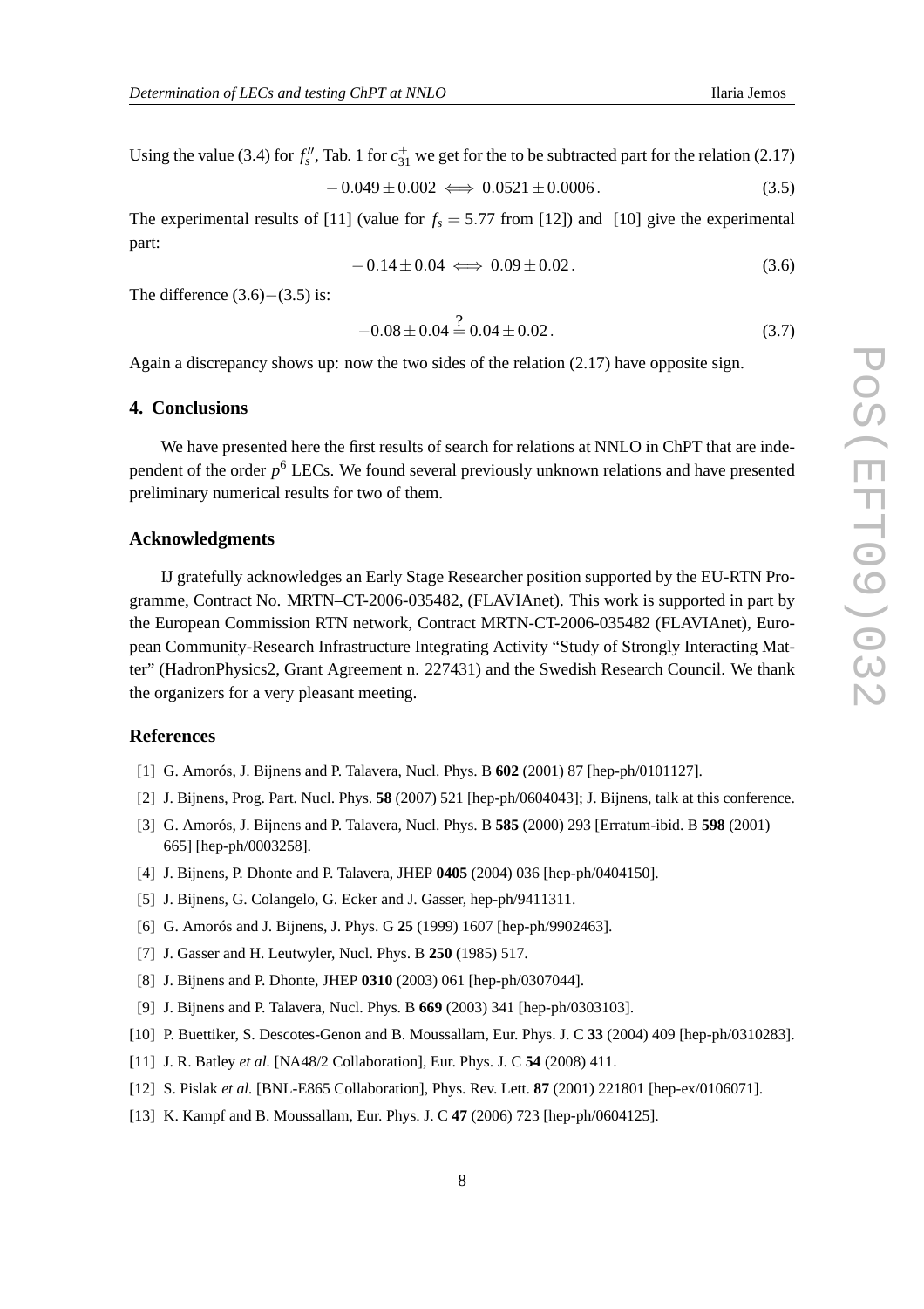Using the value (3.4) for $f_s''$, Tab. 1 for $c_{31}^{+}$ we get for the to be subtracted part for the relation (2.17)

$$-0.049 \pm 0.002 \iff 0.0521 \pm 0.0006\,. \tag{3.5}$$

The experimental results of [11] (value for $f_s = 5.77$ from [12]) and [10] give the experimental part:

$$-0.14 \pm 0.04 \iff 0.09 \pm 0.02\,. \tag{3.6}$$

The difference (3.6)−(3.5) is:

$$-0.08 \pm 0.04 \stackrel{?}{=} 0.04 \pm 0.02\,. \tag{3.7}$$

Again a discrepancy shows up: now the two sides of the relation (2.17) have opposite sign.

## 4. Conclusions

We have presented here the first results of search for relations at NNLO in ChPT that are independent of the order $p^6$ LECs. We found several previously unknown relations and have presented preliminary numerical results for two of them.

## Acknowledgments

IJ gratefully acknowledges an Early Stage Researcher position supported by the EU-RTN Programme, Contract No. MRTN–CT-2006-035482, (FLAVIAnet). This work is supported in part by the European Commission RTN network, Contract MRTN-CT-2006-035482 (FLAVIAnet), European Community-Research Infrastructure Integrating Activity "Study of Strongly Interacting Matter" (HadronPhysics2, Grant Agreement n. 227431) and the Swedish Research Council. We thank the organizers for a very pleasant meeting.

## References

[1] G. Amorós, J. Bijnens and P. Talavera, Nucl. Phys. B **602** (2001) 87 [hep-ph/0101127].

[2] J. Bijnens, Prog. Part. Nucl. Phys. **58** (2007) 521 [hep-ph/0604043]; J. Bijnens, talk at this conference.

[3] G. Amorós, J. Bijnens and P. Talavera, Nucl. Phys. B **585** (2000) 293 [Erratum-ibid. B **598** (2001) 665] [hep-ph/0003258].

[4] J. Bijnens, P. Dhonte and P. Talavera, JHEP **0405** (2004) 036 [hep-ph/0404150].

[5] J. Bijnens, G. Colangelo, G. Ecker and J. Gasser, hep-ph/9411311.

[6] G. Amorós and J. Bijnens, J. Phys. G **25** (1999) 1607 [hep-ph/9902463].

[7] J. Gasser and H. Leutwyler, Nucl. Phys. B **250** (1985) 517.

[8] J. Bijnens and P. Dhonte, JHEP **0310** (2003) 061 [hep-ph/0307044].

[9] J. Bijnens and P. Talavera, Nucl. Phys. B **669** (2003) 341 [hep-ph/0303103].

[10] P. Buettiker, S. Descotes-Genon and B. Moussallam, Eur. Phys. J. C **33** (2004) 409 [hep-ph/0310283].

[11] J. R. Batley *et al.* [NA48/2 Collaboration], Eur. Phys. J. C **54** (2008) 411.

[12] S. Pislak *et al.* [BNL-E865 Collaboration], Phys. Rev. Lett. **87** (2001) 221801 [hep-ex/0106071].

[13] K. Kampf and B. Moussallam, Eur. Phys. J. C **47** (2006) 723 [hep-ph/0604125].